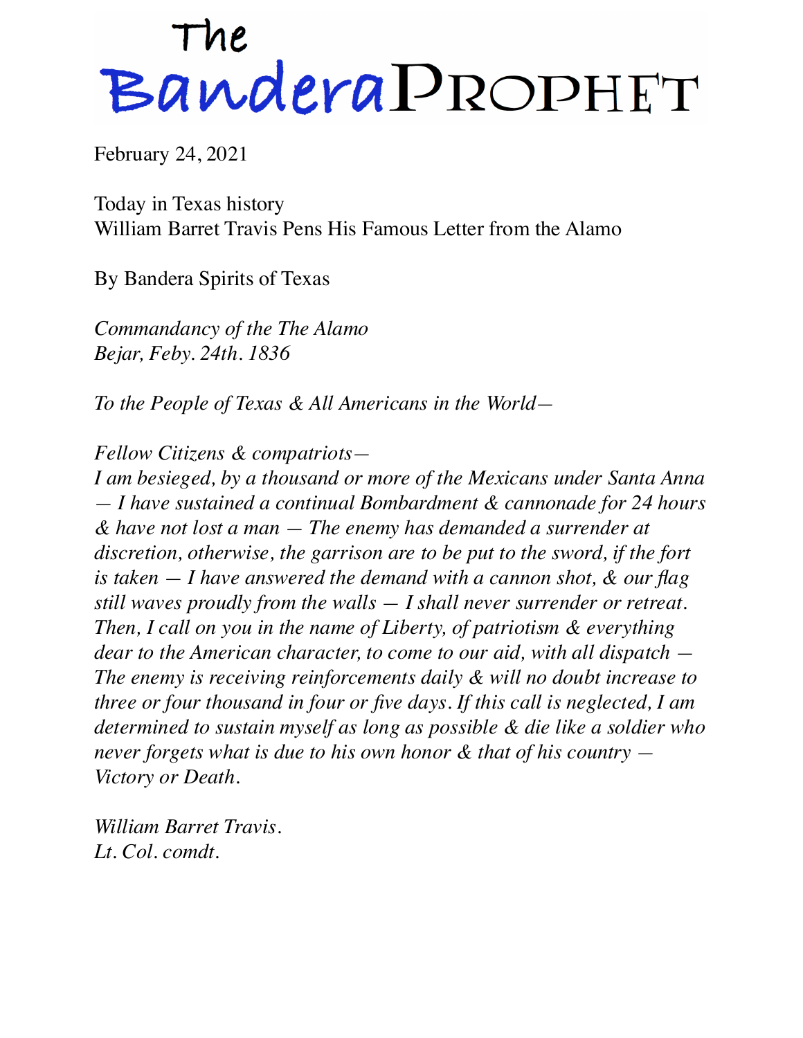# The Bandera Prophet

February 24, 2021

Today in Texas history
William Barret Travis Pens His Famous Letter from the Alamo

By Bandera Spirits of Texas

*Commandancy of the The Alamo*
*Bejar, Feby. 24th. 1836*

*To the People of Texas & All Americans in the World—*

*Fellow Citizens & compatriots—*
*I am besieged, by a thousand or more of the Mexicans under Santa Anna — I have sustained a continual Bombardment & cannonade for 24 hours & have not lost a man — The enemy has demanded a surrender at discretion, otherwise, the garrison are to be put to the sword, if the fort is taken — I have answered the demand with a cannon shot, & our flag still waves proudly from the walls — I shall never surrender or retreat. Then, I call on you in the name of Liberty, of patriotism & everything dear to the American character, to come to our aid, with all dispatch — The enemy is receiving reinforcements daily & will no doubt increase to three or four thousand in four or five days. If this call is neglected, I am determined to sustain myself as long as possible & die like a soldier who never forgets what is due to his own honor & that of his country — Victory or Death.*

*William Barret Travis.*
*Lt. Col. comdt.*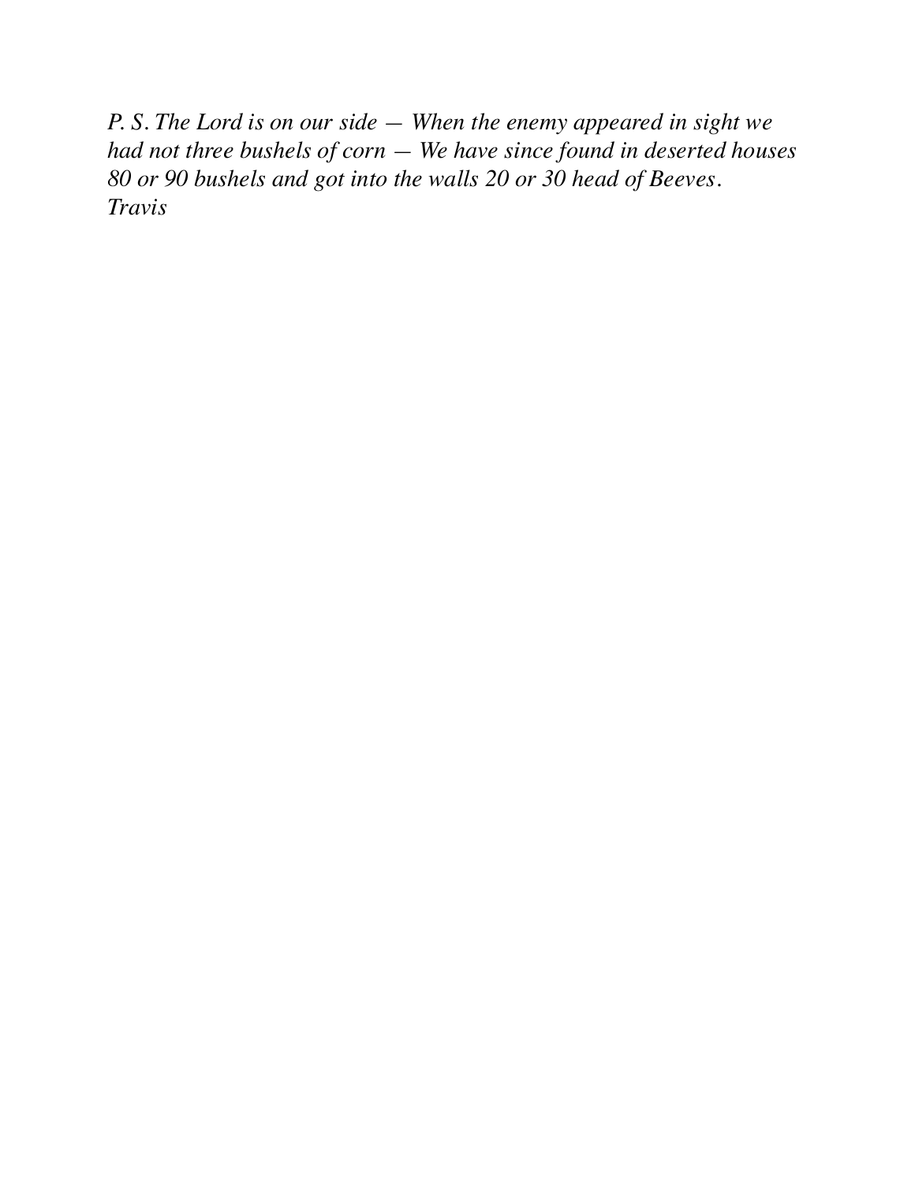*P. S. The Lord is on our side — When the enemy appeared in sight we had not three bushels of corn — We have since found in deserted houses 80 or 90 bushels and got into the walls 20 or 30 head of Beeves.*
*Travis*